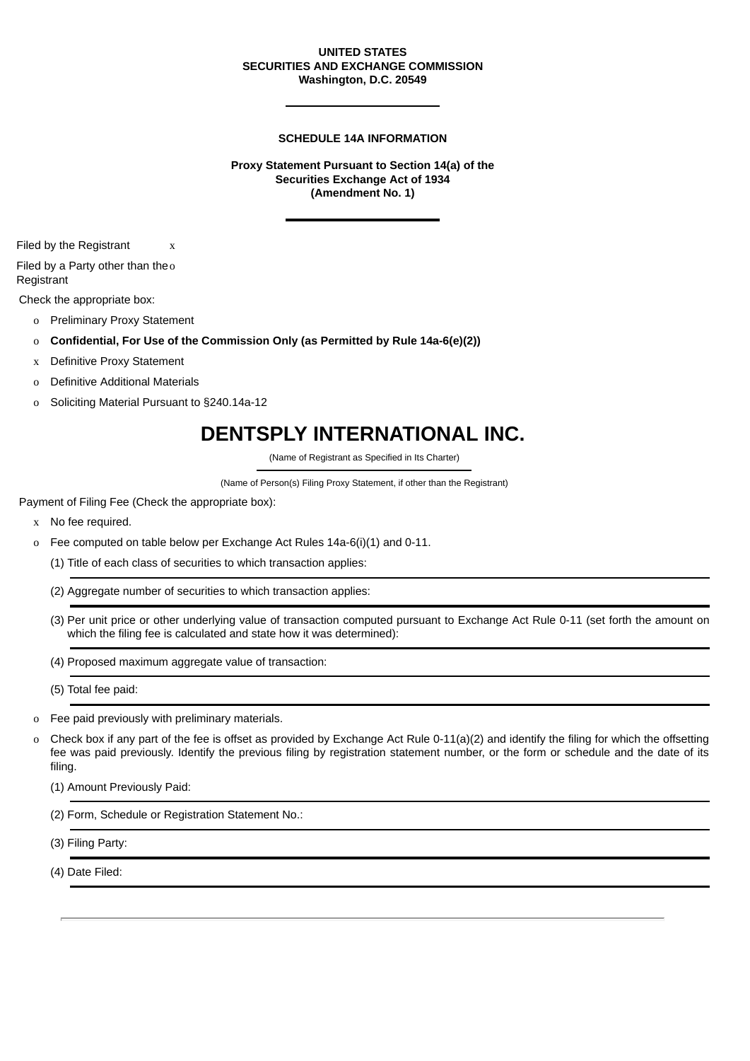**UNITED STATES**
**SECURITIES AND EXCHANGE COMMISSION**
**Washington, D.C. 20549**

---

**SCHEDULE 14A INFORMATION**

**Proxy Statement Pursuant to Section 14(a) of the Securities Exchange Act of 1934**
**(Amendment No. 1)**

---

Filed by the Registrant x

Filed by a Party other than the Registrant o

Check the appropriate box:

- o Preliminary Proxy Statement
- o **Confidential, For Use of the Commission Only (as Permitted by Rule 14a-6(e)(2))**
- x Definitive Proxy Statement
- o Definitive Additional Materials
- o Soliciting Material Pursuant to §240.14a-12

# DENTSPLY INTERNATIONAL INC.

(Name of Registrant as Specified in Its Charter)

(Name of Person(s) Filing Proxy Statement, if other than the Registrant)

Payment of Filing Fee (Check the appropriate box):

- x No fee required.
- o Fee computed on table below per Exchange Act Rules 14a-6(i)(1) and 0-11.

  (1) Title of each class of securities to which transaction applies:

  (2) Aggregate number of securities to which transaction applies:

  (3) Per unit price or other underlying value of transaction computed pursuant to Exchange Act Rule 0-11 (set forth the amount on which the filing fee is calculated and state how it was determined):

  (4) Proposed maximum aggregate value of transaction:

  (5) Total fee paid:

- o Fee paid previously with preliminary materials.
- o Check box if any part of the fee is offset as provided by Exchange Act Rule 0-11(a)(2) and identify the filing for which the offsetting fee was paid previously. Identify the previous filing by registration statement number, or the form or schedule and the date of its filing.

  (1) Amount Previously Paid:

  (2) Form, Schedule or Registration Statement No.:

  (3) Filing Party:

  (4) Date Filed: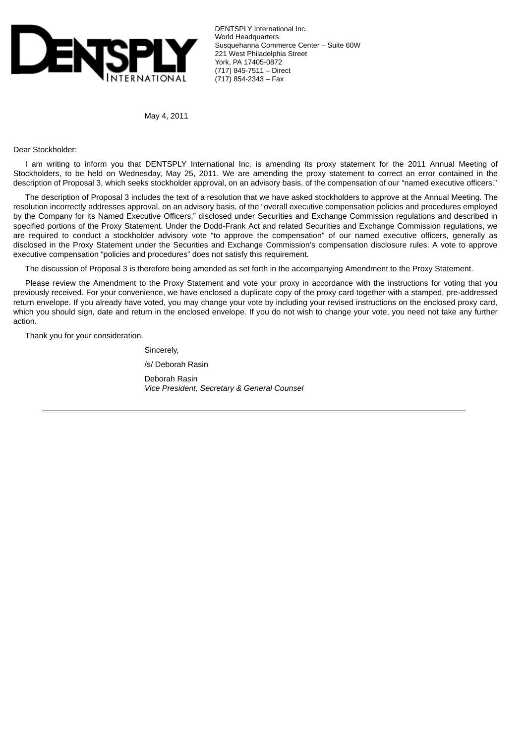DENTSPLY International Inc.
World Headquarters
Susquehanna Commerce Center – Suite 60W
221 West Philadelphia Street
York, PA 17405-0872
(717) 845-7511 – Direct
(717) 854-2343 – Fax

May 4, 2011

Dear Stockholder:

I am writing to inform you that DENTSPLY International Inc. is amending its proxy statement for the 2011 Annual Meeting of Stockholders, to be held on Wednesday, May 25, 2011. We are amending the proxy statement to correct an error contained in the description of Proposal 3, which seeks stockholder approval, on an advisory basis, of the compensation of our "named executive officers."

The description of Proposal 3 includes the text of a resolution that we have asked stockholders to approve at the Annual Meeting. The resolution incorrectly addresses approval, on an advisory basis, of the "overall executive compensation policies and procedures employed by the Company for its Named Executive Officers," disclosed under Securities and Exchange Commission regulations and described in specified portions of the Proxy Statement. Under the Dodd-Frank Act and related Securities and Exchange Commission regulations, we are required to conduct a stockholder advisory vote "to approve the compensation" of our named executive officers, generally as disclosed in the Proxy Statement under the Securities and Exchange Commission's compensation disclosure rules. A vote to approve executive compensation "policies and procedures" does not satisfy this requirement.

The discussion of Proposal 3 is therefore being amended as set forth in the accompanying Amendment to the Proxy Statement.

Please review the Amendment to the Proxy Statement and vote your proxy in accordance with the instructions for voting that you previously received. For your convenience, we have enclosed a duplicate copy of the proxy card together with a stamped, pre-addressed return envelope. If you already have voted, you may change your vote by including your revised instructions on the enclosed proxy card, which you should sign, date and return in the enclosed envelope. If you do not wish to change your vote, you need not take any further action.

Thank you for your consideration.

Sincerely,

/s/ Deborah Rasin

Deborah Rasin
*Vice President, Secretary & General Counsel*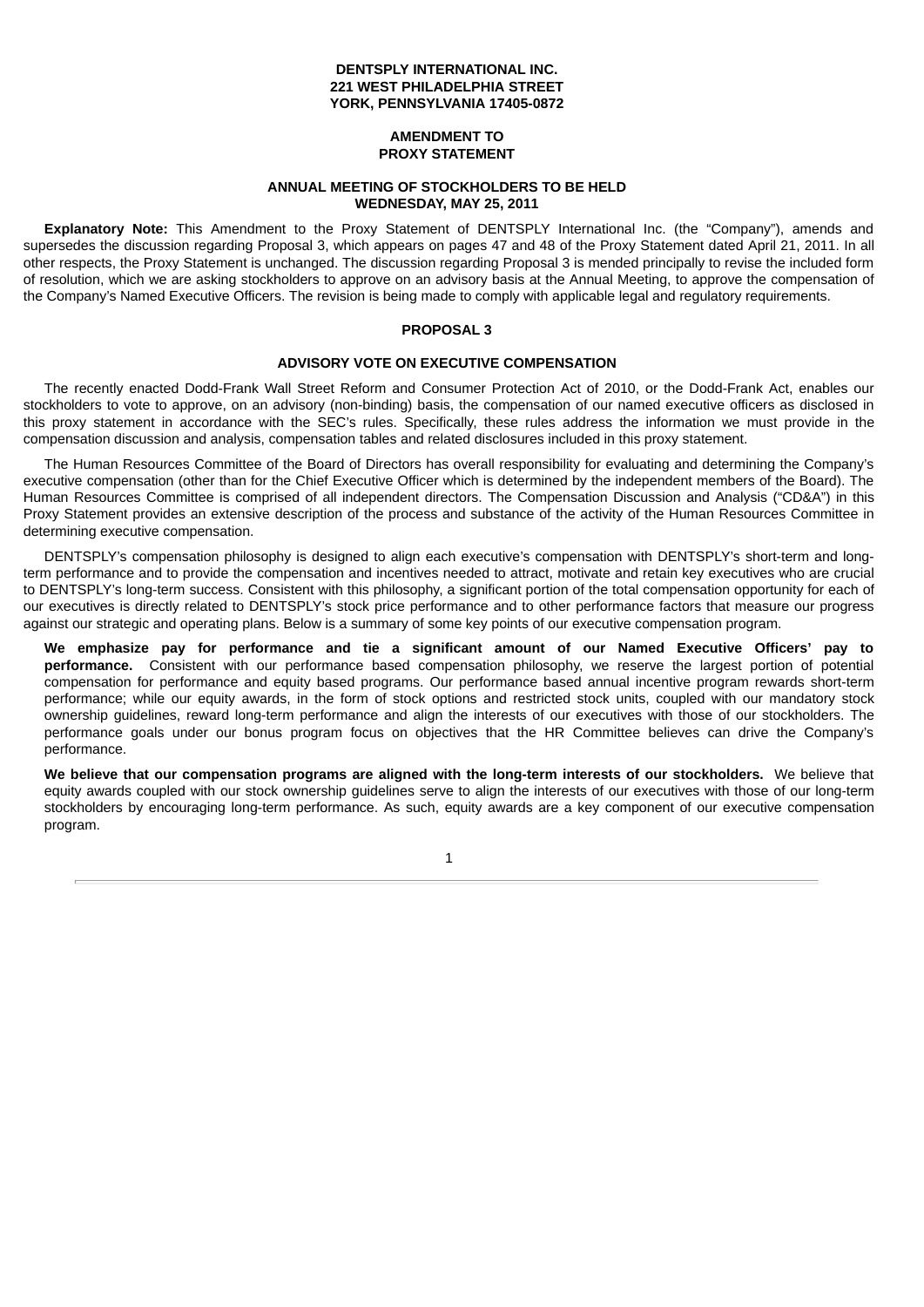**DENTSPLY INTERNATIONAL INC.**
**221 WEST PHILADELPHIA STREET**
**YORK, PENNSYLVANIA 17405-0872**

**AMENDMENT TO**
**PROXY STATEMENT**

**ANNUAL MEETING OF STOCKHOLDERS TO BE HELD**
**WEDNESDAY, MAY 25, 2011**

**Explanatory Note:** This Amendment to the Proxy Statement of DENTSPLY International Inc. (the "Company"), amends and supersedes the discussion regarding Proposal 3, which appears on pages 47 and 48 of the Proxy Statement dated April 21, 2011. In all other respects, the Proxy Statement is unchanged. The discussion regarding Proposal 3 is mended principally to revise the included form of resolution, which we are asking stockholders to approve on an advisory basis at the Annual Meeting, to approve the compensation of the Company's Named Executive Officers. The revision is being made to comply with applicable legal and regulatory requirements.

## PROPOSAL 3

## ADVISORY VOTE ON EXECUTIVE COMPENSATION

The recently enacted Dodd-Frank Wall Street Reform and Consumer Protection Act of 2010, or the Dodd-Frank Act, enables our stockholders to vote to approve, on an advisory (non-binding) basis, the compensation of our named executive officers as disclosed in this proxy statement in accordance with the SEC's rules. Specifically, these rules address the information we must provide in the compensation discussion and analysis, compensation tables and related disclosures included in this proxy statement.

The Human Resources Committee of the Board of Directors has overall responsibility for evaluating and determining the Company's executive compensation (other than for the Chief Executive Officer which is determined by the independent members of the Board). The Human Resources Committee is comprised of all independent directors. The Compensation Discussion and Analysis ("CD&A") in this Proxy Statement provides an extensive description of the process and substance of the activity of the Human Resources Committee in determining executive compensation.

DENTSPLY's compensation philosophy is designed to align each executive's compensation with DENTSPLY's short-term and long-term performance and to provide the compensation and incentives needed to attract, motivate and retain key executives who are crucial to DENTSPLY's long-term success. Consistent with this philosophy, a significant portion of the total compensation opportunity for each of our executives is directly related to DENTSPLY's stock price performance and to other performance factors that measure our progress against our strategic and operating plans. Below is a summary of some key points of our executive compensation program.

**We emphasize pay for performance and tie a significant amount of our Named Executive Officers' pay to performance.** Consistent with our performance based compensation philosophy, we reserve the largest portion of potential compensation for performance and equity based programs. Our performance based annual incentive program rewards short-term performance; while our equity awards, in the form of stock options and restricted stock units, coupled with our mandatory stock ownership guidelines, reward long-term performance and align the interests of our executives with those of our stockholders. The performance goals under our bonus program focus on objectives that the HR Committee believes can drive the Company's performance.

**We believe that our compensation programs are aligned with the long-term interests of our stockholders.** We believe that equity awards coupled with our stock ownership guidelines serve to align the interests of our executives with those of our long-term stockholders by encouraging long-term performance. As such, equity awards are a key component of our executive compensation program.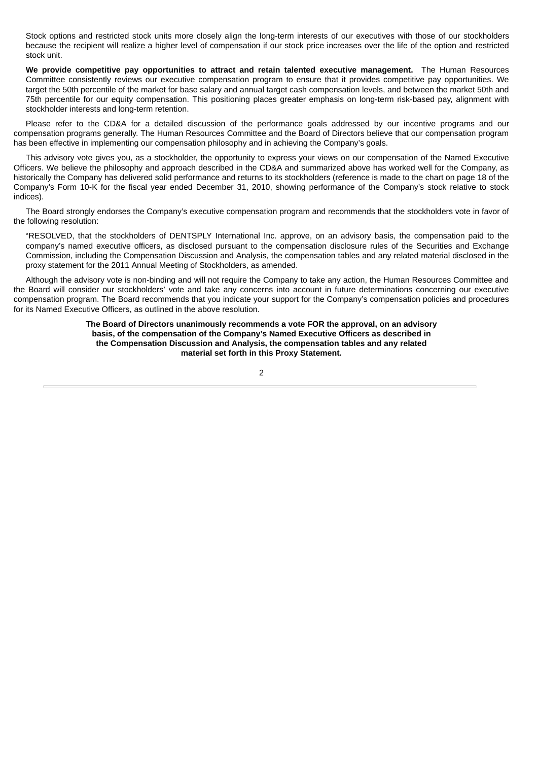Stock options and restricted stock units more closely align the long-term interests of our executives with those of our stockholders because the recipient will realize a higher level of compensation if our stock price increases over the life of the option and restricted stock unit.

**We provide competitive pay opportunities to attract and retain talented executive management.** The Human Resources Committee consistently reviews our executive compensation program to ensure that it provides competitive pay opportunities. We target the 50th percentile of the market for base salary and annual target cash compensation levels, and between the market 50th and 75th percentile for our equity compensation. This positioning places greater emphasis on long-term risk-based pay, alignment with stockholder interests and long-term retention.

Please refer to the CD&A for a detailed discussion of the performance goals addressed by our incentive programs and our compensation programs generally. The Human Resources Committee and the Board of Directors believe that our compensation program has been effective in implementing our compensation philosophy and in achieving the Company's goals.

This advisory vote gives you, as a stockholder, the opportunity to express your views on our compensation of the Named Executive Officers. We believe the philosophy and approach described in the CD&A and summarized above has worked well for the Company, as historically the Company has delivered solid performance and returns to its stockholders (reference is made to the chart on page 18 of the Company's Form 10-K for the fiscal year ended December 31, 2010, showing performance of the Company's stock relative to stock indices).

The Board strongly endorses the Company's executive compensation program and recommends that the stockholders vote in favor of the following resolution:

"RESOLVED, that the stockholders of DENTSPLY International Inc. approve, on an advisory basis, the compensation paid to the company's named executive officers, as disclosed pursuant to the compensation disclosure rules of the Securities and Exchange Commission, including the Compensation Discussion and Analysis, the compensation tables and any related material disclosed in the proxy statement for the 2011 Annual Meeting of Stockholders, as amended.

Although the advisory vote is non-binding and will not require the Company to take any action, the Human Resources Committee and the Board will consider our stockholders' vote and take any concerns into account in future determinations concerning our executive compensation program. The Board recommends that you indicate your support for the Company's compensation policies and procedures for its Named Executive Officers, as outlined in the above resolution.

**The Board of Directors unanimously recommends a vote FOR the approval, on an advisory basis, of the compensation of the Company's Named Executive Officers as described in the Compensation Discussion and Analysis, the compensation tables and any related material set forth in this Proxy Statement.**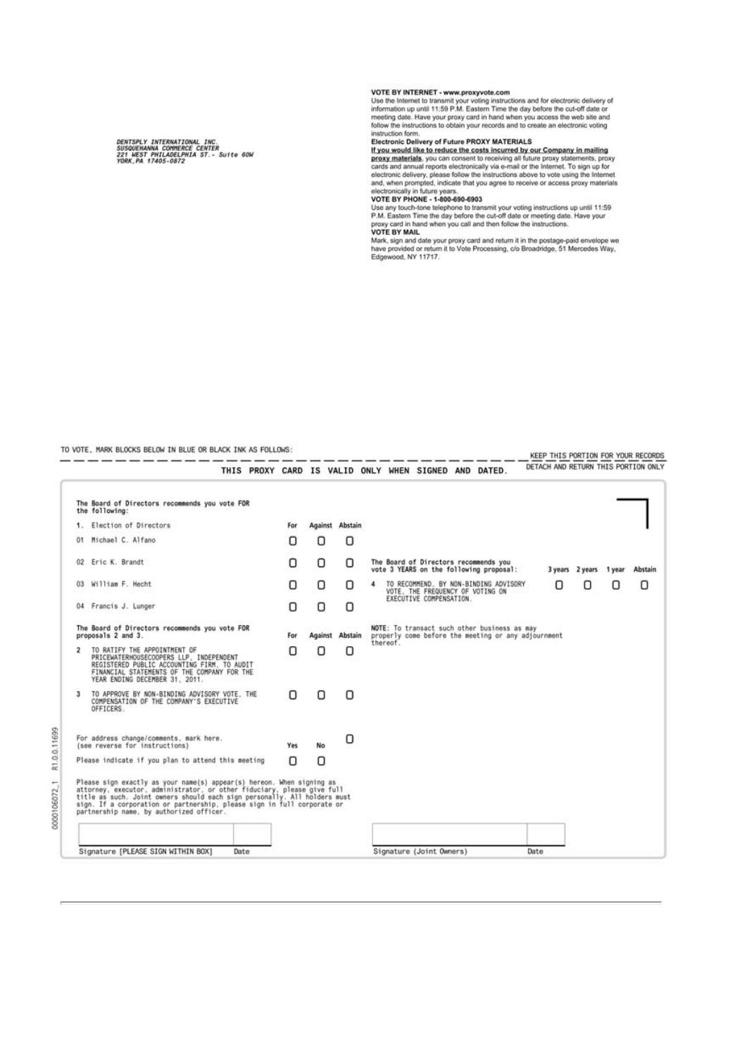DENTSPLY INTERNATIONAL INC.
SUSQUEHANNA COMMERCE CENTER
221 WEST PHILADELPHIA ST.- Suite 60W
YORK,PA 17405-0872

**VOTE BY INTERNET - www.proxyvote.com**
Use the Internet to transmit your voting instructions and for electronic delivery of information up until 11:59 P.M. Eastern Time the day before the cut-off date or meeting date. Have your proxy card in hand when you access the web site and follow the instructions to obtain your records and to create an electronic voting instruction form.

**Electronic Delivery of Future PROXY MATERIALS**
**If you would like to reduce the costs incurred by our Company in mailing proxy materials**, you can consent to receiving all future proxy statements, proxy cards and annual reports electronically via e-mail or the Internet. To sign up for electronic delivery, please follow the instructions above to vote using the Internet and, when prompted, indicate that you agree to receive or access proxy materials electronically in future years.

**VOTE BY PHONE - 1-800-690-6903**
Use any touch-tone telephone to transmit your voting instructions up until 11:59 P.M. Eastern Time the day before the cut-off date or meeting date. Have your proxy card in hand when you call and then follow the instructions.

**VOTE BY MAIL**
Mark, sign and date your proxy card and return it in the postage-paid envelope we have provided or return it to Vote Processing, c/o Broadridge, 51 Mercedes Way, Edgewood, NY 11717.

TO VOTE, MARK BLOCKS BELOW IN BLUE OR BLACK INK AS FOLLOWS:

KEEP THIS PORTION FOR YOUR RECORDS

THIS PROXY CARD IS VALID ONLY WHEN SIGNED AND DATED.

DETACH AND RETURN THIS PORTION ONLY

The Board of Directors recommends you vote FOR the following:

| 1. Election of Directors | For | Against | Abstain |
|---|---|---|---|
| 01 Michael C. Alfano | ☐ | ☐ | ☐ |
| 02 Eric K. Brandt | ☐ | ☐ | ☐ |
| 03 William F. Hecht | ☐ | ☐ | ☐ |
| 04 Francis J. Lunger | ☐ | ☐ | ☐ |

The Board of Directors recommends you vote FOR proposals 2 and 3.

| | For | Against | Abstain |
|---|---|---|---|
| 2 TO RATIFY THE APPOINTMENT OF PRICEWATERHOUSECOOPERS LLP, INDEPENDENT REGISTERED PUBLIC ACCOUNTING FIRM, TO AUDIT FINANCIAL STATEMENTS OF THE COMPANY FOR THE YEAR ENDING DECEMBER 31, 2011. | ☐ | ☐ | ☐ |
| 3 TO APPROVE BY NON-BINDING ADVISORY VOTE, THE COMPENSATION OF THE COMPANY'S EXECUTIVE OFFICERS. | ☐ | ☐ | ☐ |

The Board of Directors recommends you vote 3 YEARS on the following proposal:

| | 3 years | 2 years | 1 year | Abstain |
|---|---|---|---|---|
| 4 TO RECOMMEND, BY NON-BINDING ADVISORY VOTE, THE FREQUENCY OF VOTING ON EXECUTIVE COMPENSATION. | ☐ | ☐ | ☐ | ☐ |

NOTE: To transact such other business as may properly come before the meeting or any adjournment thereof.

For address change/comments, mark here. (see reverse for instructions) ☐

| | Yes | No |
|---|---|---|
| Please indicate if you plan to attend this meeting | ☐ | ☐ |

Please sign exactly as your name(s) appear(s) hereon. When signing as attorney, executor, administrator, or other fiduciary, please give full title as such. Joint owners should each sign personally. All holders must sign. If a corporation or partnership, please sign in full corporate or partnership name, by authorized officer.

| Signature [PLEASE SIGN WITHIN BOX] | Date | Signature (Joint Owners) | Date |
|---|---|---|---|
| | | | |

0000106072_1 R1.0.0.11699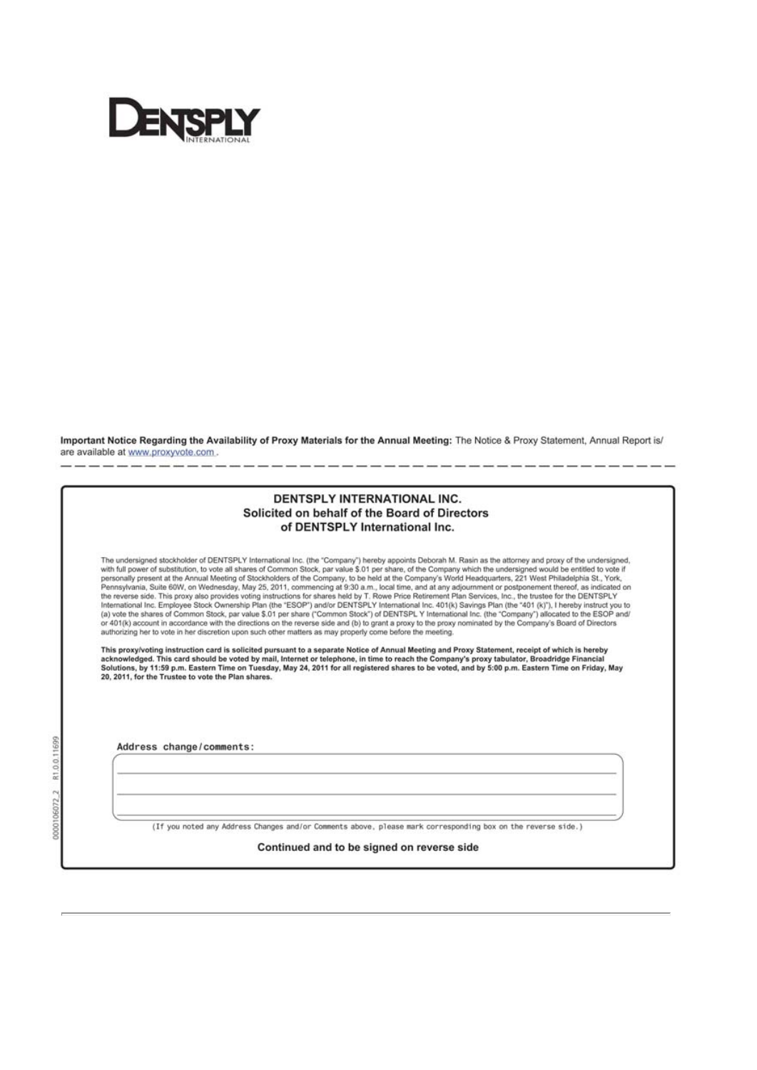DENTSPLY INTERNATIONAL

**Important Notice Regarding the Availability of Proxy Materials for the Annual Meeting:** The Notice & Proxy Statement, Annual Report is/are available at www.proxyvote.com .

---

**DENTSPLY INTERNATIONAL INC.**
**Solicited on behalf of the Board of Directors**
**of DENTSPLY International Inc.**

The undersigned stockholder of DENTSPLY International Inc. (the "Company") hereby appoints Deborah M. Rasin as the attorney and proxy of the undersigned, with full power of substitution, to vote all shares of Common Stock, par value $.01 per share, of the Company which the undersigned would be entitled to vote if personally present at the Annual Meeting of Stockholders of the Company, to be held at the Company's World Headquarters, 221 West Philadelphia St., York, Pennsylvania, Suite 60W, on Wednesday, May 25, 2011, commencing at 9:30 a.m., local time, and at any adjournment or postponement thereof, as indicated on the reverse side. This proxy also provides voting instructions for shares held by T. Rowe Price Retirement Plan Services, Inc., the trustee for the DENTSPLY International Inc. Employee Stock Ownership Plan (the "ESOP") and/or DENTSPLY International Inc. 401(k) Savings Plan (the "401 (k)"), I hereby instruct you to (a) vote the shares of Common Stock, par value $.01 per share ("Common Stock") of DENTSPL Y International Inc. (the "Company") allocated to the ESOP and/or 401(k) account in accordance with the directions on the reverse side and (b) to grant a proxy to the proxy nominated by the Company's Board of Directors authorizing her to vote in her discretion upon such other matters as may properly come before the meeting.

**This proxy/voting instruction card is solicited pursuant to a separate Notice of Annual Meeting and Proxy Statement, receipt of which is hereby acknowledged. This card should be voted by mail, Internet or telephone, in time to reach the Company's proxy tabulator, Broadridge Financial Solutions, by 11:59 p.m. Eastern Time on Tuesday, May 24, 2011 for all registered shares to be voted, and by 5:00 p.m. Eastern Time on Friday, May 20, 2011, for the Trustee to vote the Plan shares.**

Address change/comments:

\_\_\_\_\_\_\_\_\_\_\_\_\_\_\_\_\_\_\_\_\_\_\_\_\_\_\_\_\_\_\_\_\_\_\_\_\_\_\_\_

\_\_\_\_\_\_\_\_\_\_\_\_\_\_\_\_\_\_\_\_\_\_\_\_\_\_\_\_\_\_\_\_\_\_\_\_\_\_\_\_

\_\_\_\_\_\_\_\_\_\_\_\_\_\_\_\_\_\_\_\_\_\_\_\_\_\_\_\_\_\_\_\_\_\_\_\_\_\_\_\_

(If you noted any Address Changes and/or Comments above, please mark corresponding box on the reverse side.)

**Continued and to be signed on reverse side**

0000106072_2 R1.0.0.11699